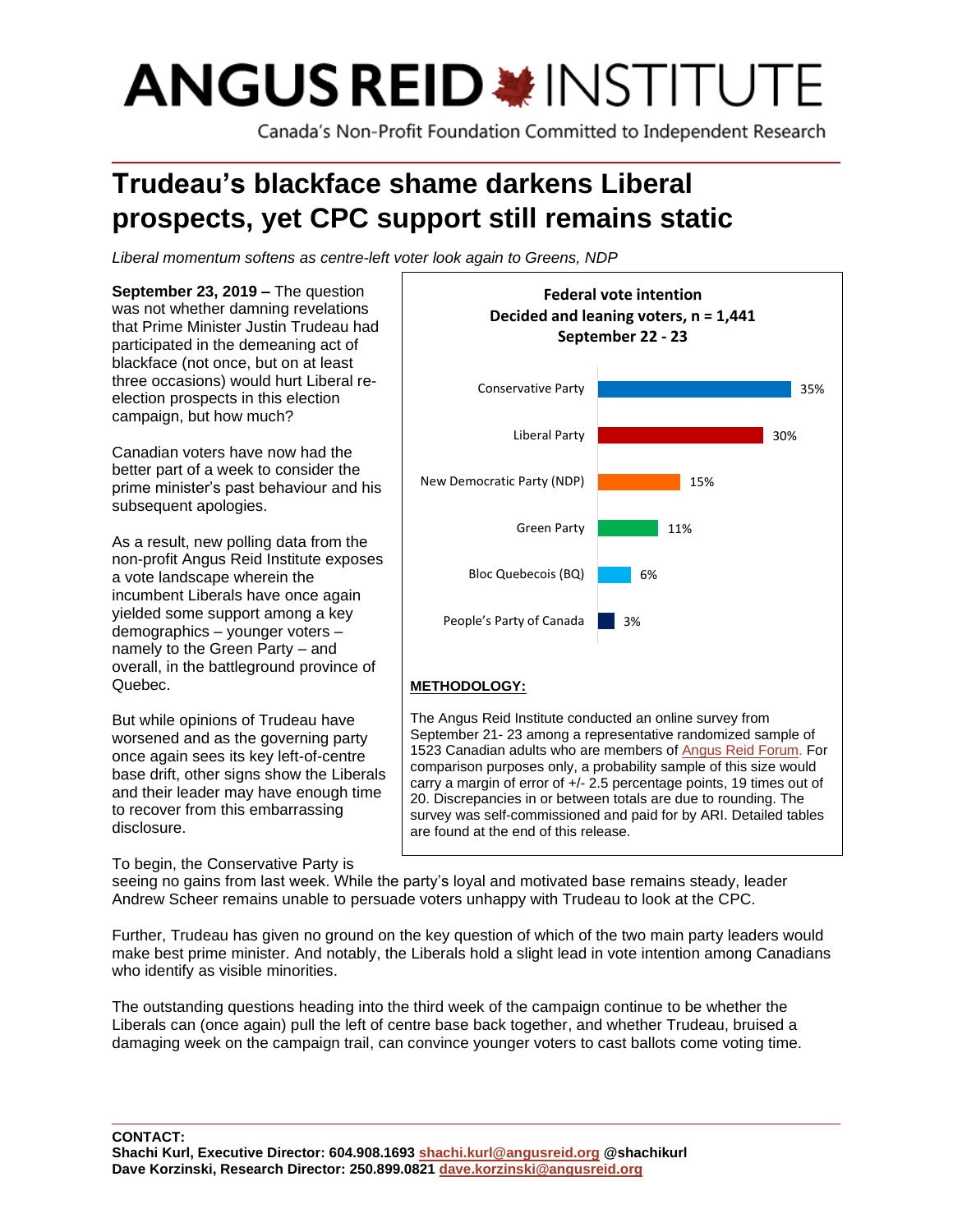# ANGUS REID INSTITUTE

Canada's Non-Profit Foundation Committed to Independent Research

# Trudeau's blackface shame darkens Liberal prospects, yet CPC support still remains static

*Liberal momentum softens as centre-left voter look again to Greens, NDP*

**September 23, 2019 –** The question was not whether damning revelations that Prime Minister Justin Trudeau had participated in the demeaning act of blackface (not once, but on at least three occasions) would hurt Liberal re-election prospects in this election campaign, but how much?

Canadian voters have now had the better part of a week to consider the prime minister's past behaviour and his subsequent apologies.

As a result, new polling data from the non-profit Angus Reid Institute exposes a vote landscape wherein the incumbent Liberals have once again yielded some support among a key demographics – younger voters – namely to the Green Party – and overall, in the battleground province of Quebec.

But while opinions of Trudeau have worsened and as the governing party once again sees its key left-of-centre base drift, other signs show the Liberals and their leader may have enough time to recover from this embarrassing disclosure.

**Federal vote intention**
**Decided and leaning voters, n = 1,441**
**September 22 - 23**

| Party | Vote intention |
|---|---|
| Conservative Party | 35% |
| Liberal Party | 30% |
| New Democratic Party (NDP) | 15% |
| Green Party | 11% |
| Bloc Quebecois (BQ) | 6% |
| People's Party of Canada | 3% |

**METHODOLOGY:**

The Angus Reid Institute conducted an online survey from September 21- 23 among a representative randomized sample of 1523 Canadian adults who are members of Angus Reid Forum. For comparison purposes only, a probability sample of this size would carry a margin of error of +/- 2.5 percentage points, 19 times out of 20. Discrepancies in or between totals are due to rounding. The survey was self-commissioned and paid for by ARI. Detailed tables are found at the end of this release.

To begin, the Conservative Party is seeing no gains from last week. While the party's loyal and motivated base remains steady, leader Andrew Scheer remains unable to persuade voters unhappy with Trudeau to look at the CPC.

Further, Trudeau has given no ground on the key question of which of the two main party leaders would make best prime minister. And notably, the Liberals hold a slight lead in vote intention among Canadians who identify as visible minorities.

The outstanding questions heading into the third week of the campaign continue to be whether the Liberals can (once again) pull the left of centre base back together, and whether Trudeau, bruised a damaging week on the campaign trail, can convince younger voters to cast ballots come voting time.

**CONTACT:**
**Shachi Kurl, Executive Director: 604.908.1693 shachi.kurl@angusreid.org @shachikurl**
**Dave Korzinski, Research Director: 250.899.0821 dave.korzinski@angusreid.org**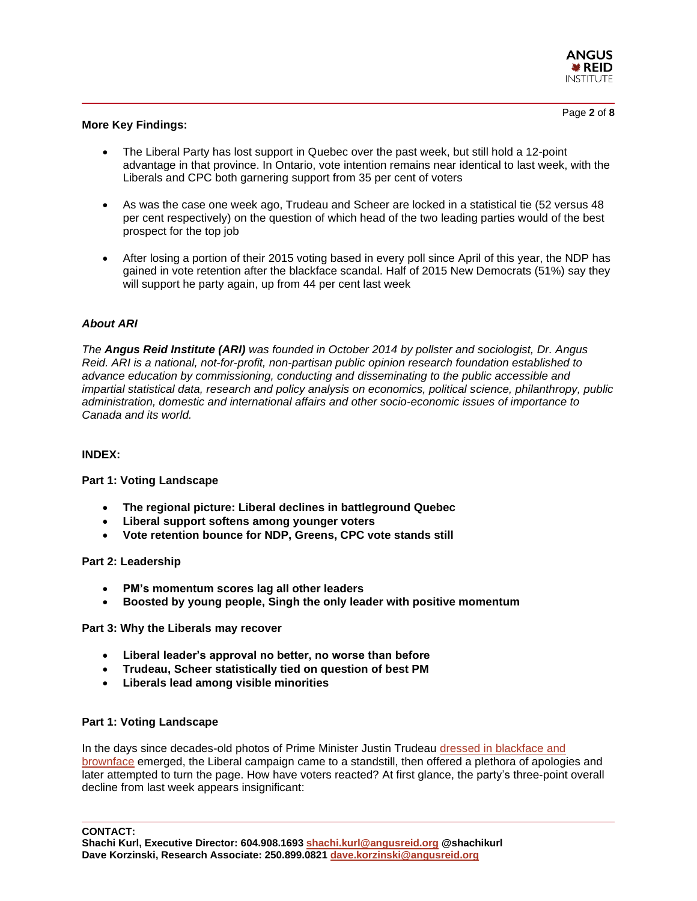**More Key Findings:**

- The Liberal Party has lost support in Quebec over the past week, but still hold a 12-point advantage in that province. In Ontario, vote intention remains near identical to last week, with the Liberals and CPC both garnering support from 35 per cent of voters

- As was the case one week ago, Trudeau and Scheer are locked in a statistical tie (52 versus 48 per cent respectively) on the question of which head of the two leading parties would of the best prospect for the top job

- After losing a portion of their 2015 voting based in every poll since April of this year, the NDP has gained in vote retention after the blackface scandal. Half of 2015 New Democrats (51%) say they will support he party again, up from 44 per cent last week

***About ARI***

*The **Angus Reid Institute (ARI)** was founded in October 2014 by pollster and sociologist, Dr. Angus Reid. ARI is a national, not-for-profit, non-partisan public opinion research foundation established to advance education by commissioning, conducting and disseminating to the public accessible and impartial statistical data, research and policy analysis on economics, political science, philanthropy, public administration, domestic and international affairs and other socio-economic issues of importance to Canada and its world.*

**INDEX:**

**Part 1: Voting Landscape**

- **The regional picture: Liberal declines in battleground Quebec**
- **Liberal support softens among younger voters**
- **Vote retention bounce for NDP, Greens, CPC vote stands still**

**Part 2: Leadership**

- **PM's momentum scores lag all other leaders**
- **Boosted by young people, Singh the only leader with positive momentum**

**Part 3: Why the Liberals may recover**

- **Liberal leader's approval no better, no worse than before**
- **Trudeau, Scheer statistically tied on question of best PM**
- **Liberals lead among visible minorities**

## Part 1: Voting Landscape

In the days since decades-old photos of Prime Minister Justin Trudeau dressed in blackface and brownface emerged, the Liberal campaign came to a standstill, then offered a plethora of apologies and later attempted to turn the page. How have voters reacted? At first glance, the party's three-point overall decline from last week appears insignificant: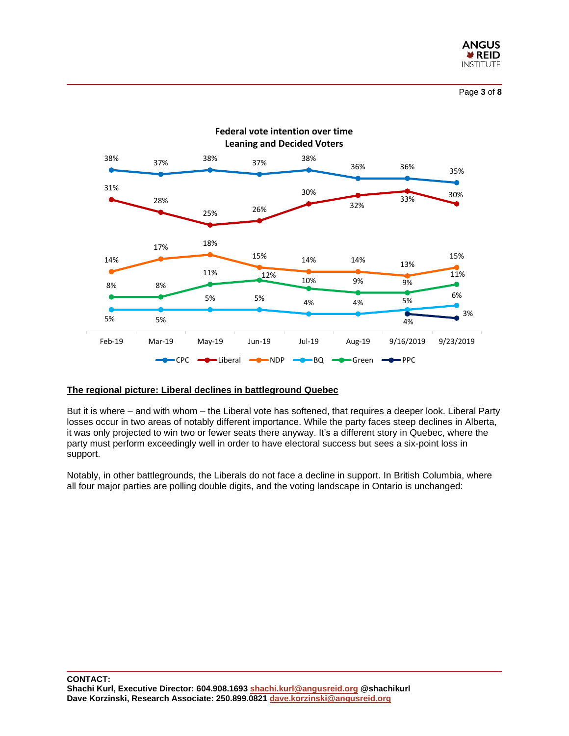**Federal vote intention over time**
**Leaning and Decided Voters**

| Party | Feb-19 | Mar-19 | May-19 | Jun-19 | Jul-19 | Aug-19 | 9/16/2019 | 9/23/2019 |
|---|---|---|---|---|---|---|---|---|
| CPC | 38% | 37% | 38% | 37% | 38% | 36% | 36% | 35% |
| Liberal | 31% | 28% | 25% | 26% | 30% | 32% | 33% | 30% |
| NDP | 14% | 17% | 18% | 15% | 14% | 14% | 13% | 15% |
| BQ | 5% | 5% | 5% | 5% | 4% | 4% | 5% | 6% |
| Green | 8% | 8% | 11% | 12% | 10% | 9% | 9% | 11% |
| PPC | | | | | | | 4% | 3% |

**The regional picture: Liberal declines in battleground Quebec**

But it is where – and with whom – the Liberal vote has softened, that requires a deeper look. Liberal Party losses occur in two areas of notably different importance. While the party faces steep declines in Alberta, it was only projected to win two or fewer seats there anyway. It's a different story in Quebec, where the party must perform exceedingly well in order to have electoral success but sees a six-point loss in support.

Notably, in other battlegrounds, the Liberals do not face a decline in support. In British Columbia, where all four major parties are polling double digits, and the voting landscape in Ontario is unchanged: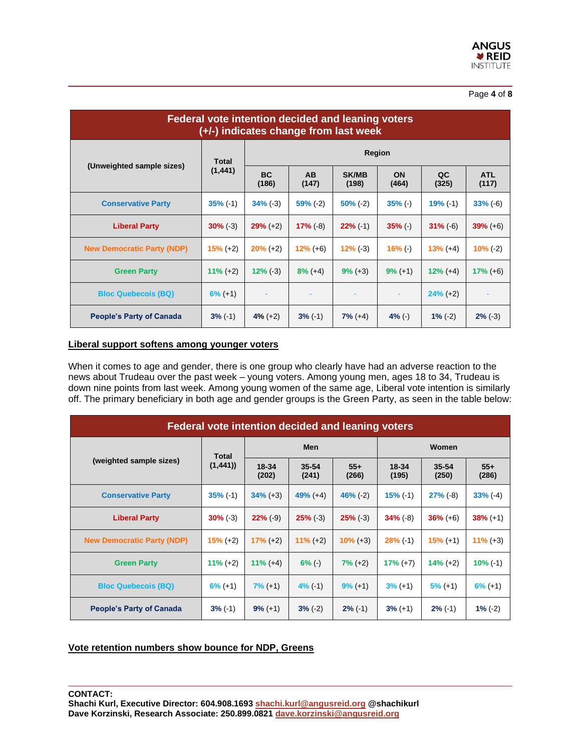| Federal vote intention decided and leaning voters (+/-) indicates change from last week | | | | | | | |
|---|---|---|---|---|---|---|---|
| (Unweighted sample sizes) | Total (1,441) | Region | | | | | |
| | | BC (186) | AB (147) | SK/MB (198) | ON (464) | QC (325) | ATL (117) |
| Conservative Party | 35% (-1) | 34% (-3) | 59% (-2) | 50% (-2) | 35% (-) | 19% (-1) | 33% (-6) |
| Liberal Party | 30% (-3) | 29% (+2) | 17% (-8) | 22% (-1) | 35% (-) | 31% (-6) | 39% (+6) |
| New Democratic Party (NDP) | 15% (+2) | 20% (+2) | 12% (+6) | 12% (-3) | 16% (-) | 13% (+4) | 10% (-2) |
| Green Party | 11% (+2) | 12% (-3) | 8% (+4) | 9% (+3) | 9% (+1) | 12% (+4) | 17% (+6) |
| Bloc Quebecois (BQ) | 6% (+1) | - | - | - | - | 24% (+2) | - |
| People's Party of Canada | 3% (-1) | 4% (+2) | 3% (-1) | 7% (+4) | 4% (-) | 1% (-2) | 2% (-3) |

## Liberal support softens among younger voters

When it comes to age and gender, there is one group who clearly have had an adverse reaction to the news about Trudeau over the past week – young voters. Among young men, ages 18 to 34, Trudeau is down nine points from last week. Among young women of the same age, Liberal vote intention is similarly off. The primary beneficiary in both age and gender groups is the Green Party, as seen in the table below:

| Federal vote intention decided and leaning voters | | | | | | | |
|---|---|---|---|---|---|---|---|
| (weighted sample sizes) | Total (1,441)) | Men | | | Women | | |
| | | 18-34 (202) | 35-54 (241) | 55+ (266) | 18-34 (195) | 35-54 (250) | 55+ (286) |
| Conservative Party | 35% (-1) | 34% (+3) | 49% (+4) | 46% (-2) | 15% (-1) | 27% (-8) | 33% (-4) |
| Liberal Party | 30% (-3) | 22% (-9) | 25% (-3) | 25% (-3) | 34% (-8) | 36% (+6) | 38% (+1) |
| New Democratic Party (NDP) | 15% (+2) | 17% (+2) | 11% (+2) | 10% (+3) | 28% (-1) | 15% (+1) | 11% (+3) |
| Green Party | 11% (+2) | 11% (+4) | 6% (-) | 7% (+2) | 17% (+7) | 14% (+2) | 10% (-1) |
| Bloc Quebecois (BQ) | 6% (+1) | 7% (+1) | 4% (-1) | 9% (+1) | 3% (+1) | 5% (+1) | 6% (+1) |
| People's Party of Canada | 3% (-1) | 9% (+1) | 3% (-2) | 2% (-1) | 3% (+1) | 2% (-1) | 1% (-2) |

## Vote retention numbers show bounce for NDP, Greens

**CONTACT:**
**Shachi Kurl, Executive Director: 604.908.1693 shachi.kurl@angusreid.org @shachikurl**
**Dave Korzinski, Research Associate: 250.899.0821 dave.korzinski@angusreid.org**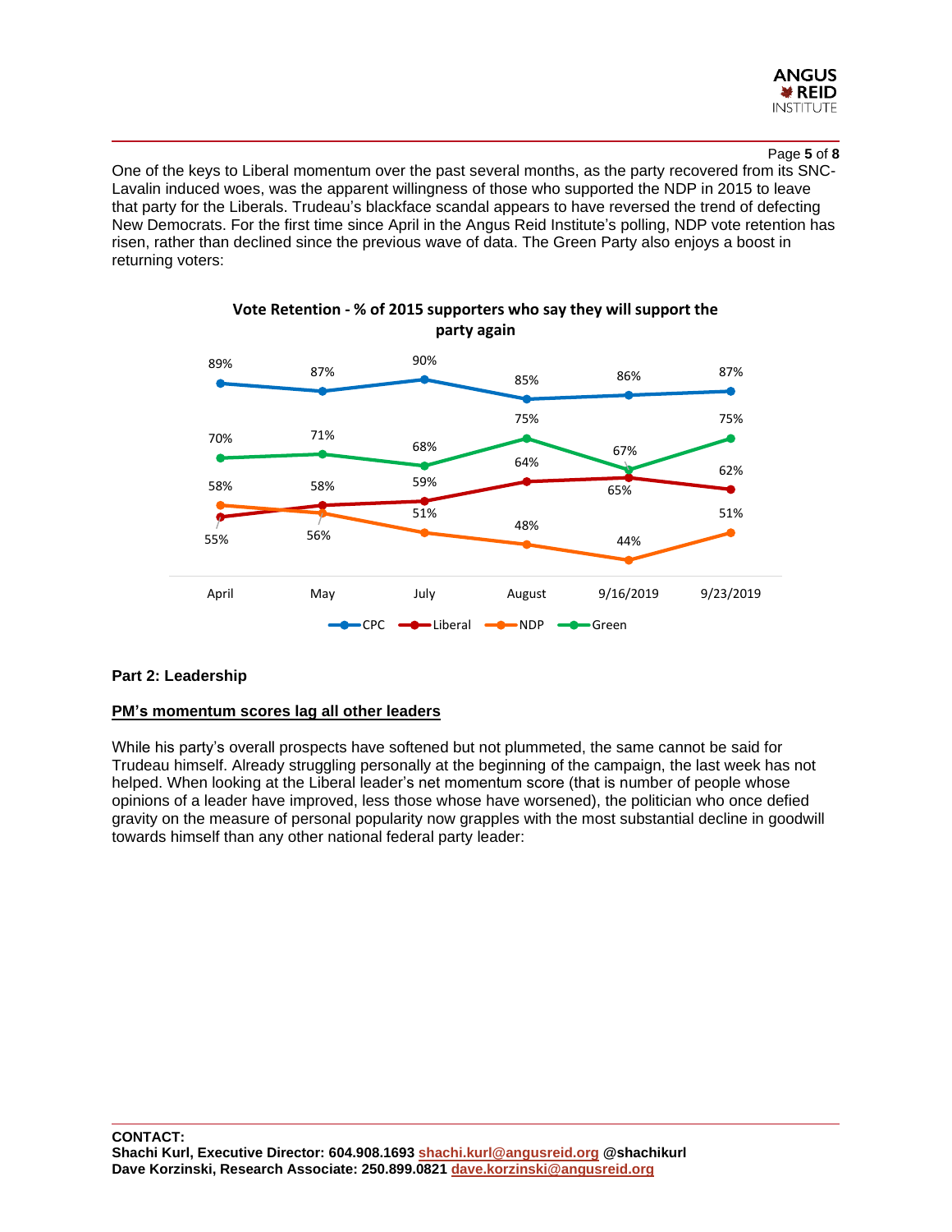One of the keys to Liberal momentum over the past several months, as the party recovered from its SNC-Lavalin induced woes, was the apparent willingness of those who supported the NDP in 2015 to leave that party for the Liberals. Trudeau's blackface scandal appears to have reversed the trend of defecting New Democrats. For the first time since April in the Angus Reid Institute's polling, NDP vote retention has risen, rather than declined since the previous wave of data. The Green Party also enjoys a boost in returning voters:

**Vote Retention - % of 2015 supporters who say they will support the party again**

| | April | May | July | August | 9/16/2019 | 9/23/2019 |
|---|---|---|---|---|---|---|
| CPC | 89% | 87% | 90% | 85% | 86% | 87% |
| Liberal | 55% | 58% | 59% | 64% | 65% | 62% |
| NDP | 58% | 56% | 51% | 48% | 44% | 51% |
| Green | 70% | 71% | 68% | 75% | 67% | 75% |

## Part 2: Leadership

### PM's momentum scores lag all other leaders

While his party's overall prospects have softened but not plummeted, the same cannot be said for Trudeau himself. Already struggling personally at the beginning of the campaign, the last week has not helped. When looking at the Liberal leader's net momentum score (that is number of people whose opinions of a leader have improved, less those whose have worsened), the politician who once defied gravity on the measure of personal popularity now grapples with the most substantial decline in goodwill towards himself than any other national federal party leader: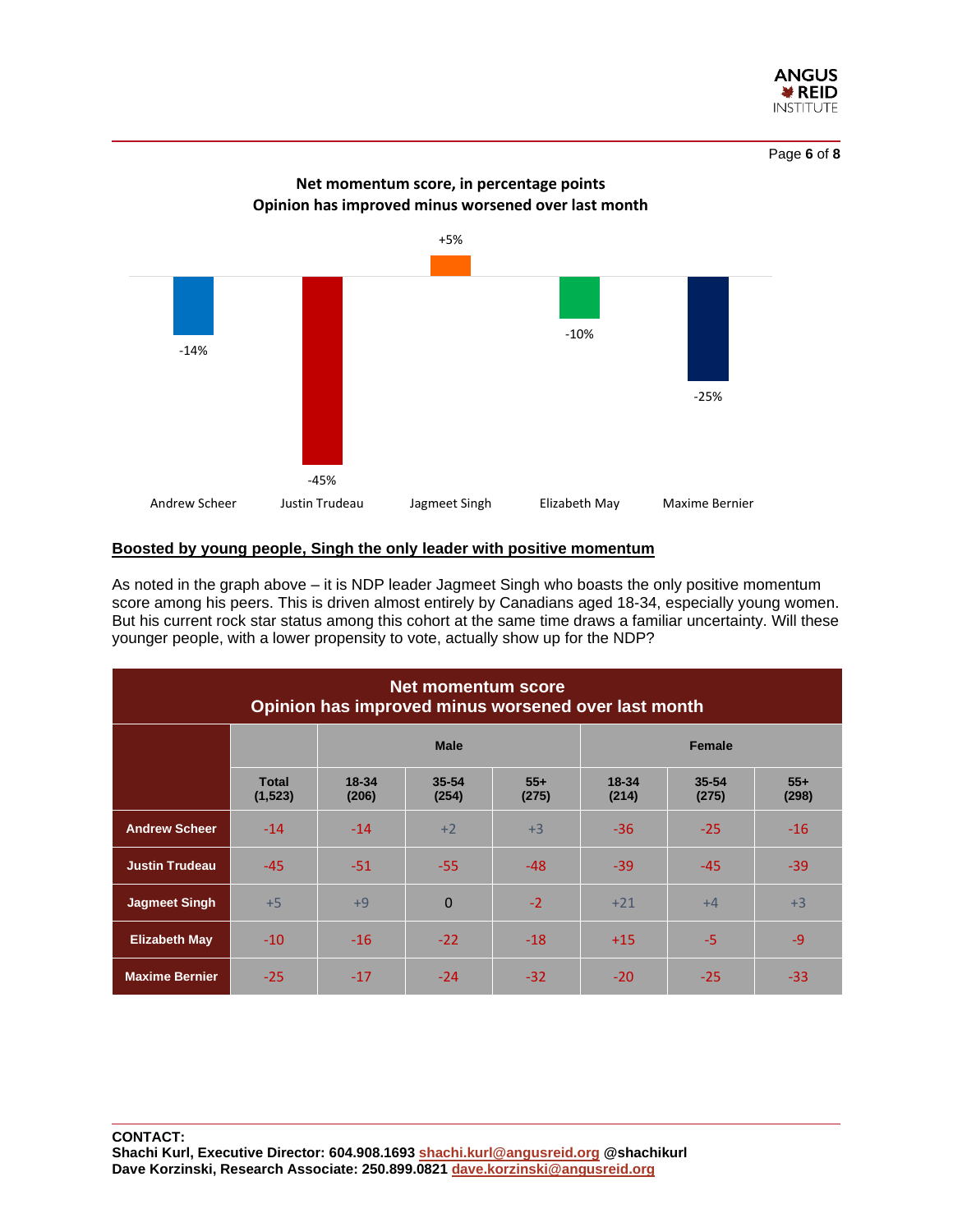**Net momentum score, in percentage points**
**Opinion has improved minus worsened over last month**

| Andrew Scheer | Justin Trudeau | Jagmeet Singh | Elizabeth May | Maxime Bernier |
|---|---|---|---|---|
| -14% | -45% | +5% | -10% | -25% |

## Boosted by young people, Singh the only leader with positive momentum

As noted in the graph above – it is NDP leader Jagmeet Singh who boasts the only positive momentum score among his peers. This is driven almost entirely by Canadians aged 18-34, especially young women. But his current rock star status among this cohort at the same time draws a familiar uncertainty. Will these younger people, with a lower propensity to vote, actually show up for the NDP?

**Net momentum score**
**Opinion has improved minus worsened over last month**

| | | Male | | | Female | | |
|---|---|---|---|---|---|---|---|
| | Total (1,523) | 18-34 (206) | 35-54 (254) | 55+ (275) | 18-34 (214) | 35-54 (275) | 55+ (298) |
| **Andrew Scheer** | -14 | -14 | +2 | +3 | -36 | -25 | -16 |
| **Justin Trudeau** | -45 | -51 | -55 | -48 | -39 | -45 | -39 |
| **Jagmeet Singh** | +5 | +9 | 0 | -2 | +21 | +4 | +3 |
| **Elizabeth May** | -10 | -16 | -22 | -18 | +15 | -5 | -9 |
| **Maxime Bernier** | -25 | -17 | -24 | -32 | -20 | -25 | -33 |

**CONTACT:**
**Shachi Kurl, Executive Director: 604.908.1693 shachi.kurl@angusreid.org @shachikurl**
**Dave Korzinski, Research Associate: 250.899.0821 dave.korzinski@angusreid.org**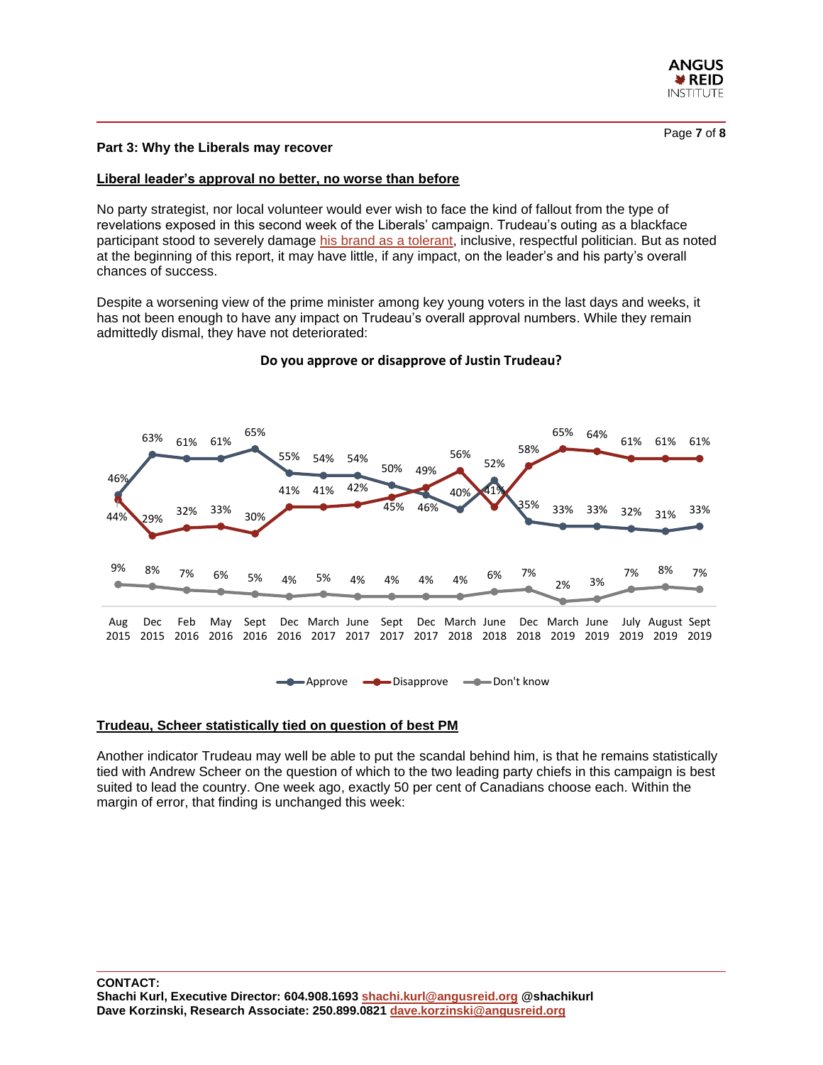## Part 3: Why the Liberals may recover

### Liberal leader's approval no better, no worse than before

No party strategist, nor local volunteer would ever wish to face the kind of fallout from the type of revelations exposed in this second week of the Liberals' campaign. Trudeau's outing as a blackface participant stood to severely damage his brand as a tolerant, inclusive, respectful politician. But as noted at the beginning of this report, it may have little, if any impact, on the leader's and his party's overall chances of success.

Despite a worsening view of the prime minister among key young voters in the last days and weeks, it has not been enough to have any impact on Trudeau's overall approval numbers. While they remain admittedly dismal, they have not deteriorated:

**Do you approve or disapprove of Justin Trudeau?**

| | Approve | Disapprove | Don't know |
|---|---|---|---|
| Aug 2015 | 46% | 44% | 9% |
| Dec 2015 | 63% | 29% | 8% |
| Feb 2016 | 61% | 32% | 7% |
| May 2016 | 61% | 33% | 6% |
| Sept 2016 | 65% | 30% | 5% |
| Dec 2016 | 55% | 41% | 4% |
| March 2017 | 54% | 41% | 5% |
| June 2017 | 54% | 42% | 4% |
| Sept 2017 | 50% | 45% | 4% |
| Dec 2017 | 46% | 49% | 4% |
| March 2018 | 40% | 56% | 4% |
| June 2018 | 52% | 41% | 6% |
| Dec 2018 | 35% | 58% | 7% |
| March 2019 | 33% | 65% | 2% |
| June 2019 | 33% | 64% | 3% |
| July 2019 | 32% | 61% | 7% |
| August 2019 | 31% | 61% | 8% |
| Sept 2019 | 33% | 61% | 7% |

### Trudeau, Scheer statistically tied on question of best PM

Another indicator Trudeau may well be able to put the scandal behind him, is that he remains statistically tied with Andrew Scheer on the question of which to the two leading party chiefs in this campaign is best suited to lead the country. One week ago, exactly 50 per cent of Canadians choose each. Within the margin of error, that finding is unchanged this week: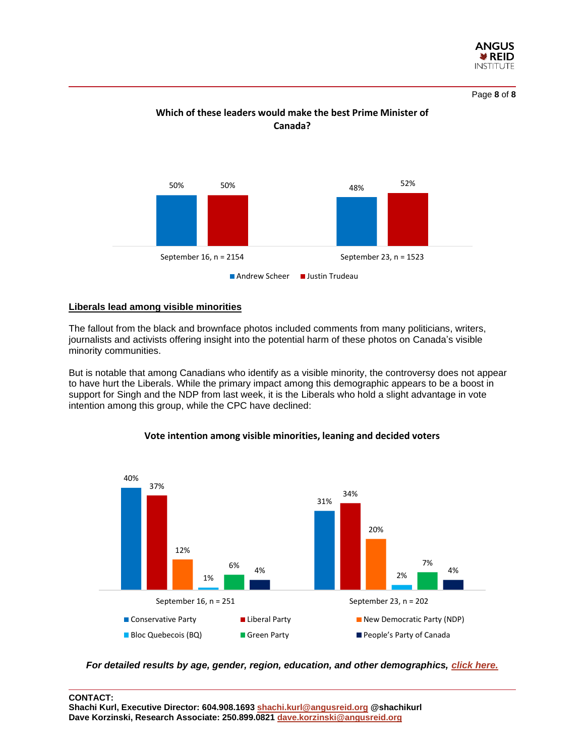**Which of these leaders would make the best Prime Minister of Canada?**

50%
50%
48%
52%

September 16, n = 2154
September 23, n = 1523

Andrew Scheer
Justin Trudeau

## Liberals lead among visible minorities

The fallout from the black and brownface photos included comments from many politicians, writers, journalists and activists offering insight into the potential harm of these photos on Canada's visible minority communities.

But is notable that among Canadians who identify as a visible minority, the controversy does not appear to have hurt the Liberals. While the primary impact among this demographic appears to be a boost in support for Singh and the NDP from last week, it is the Liberals who hold a slight advantage in vote intention among this group, while the CPC have declined:

**Vote intention among visible minorities, leaning and decided voters**

40%
37%
12%
1%
6%
4%
31%
34%
20%
2%
7%
4%

September 16, n = 251
September 23, n = 202

Conservative Party
Liberal Party
New Democratic Party (NDP)
Bloc Quebecois (BQ)
Green Party
People's Party of Canada

***For detailed results by age, gender, region, education, and other demographics, click here.***

**CONTACT:**
**Shachi Kurl, Executive Director: 604.908.1693 shachi.kurl@angusreid.org @shachikurl**
**Dave Korzinski, Research Associate: 250.899.0821 dave.korzinski@angusreid.org**